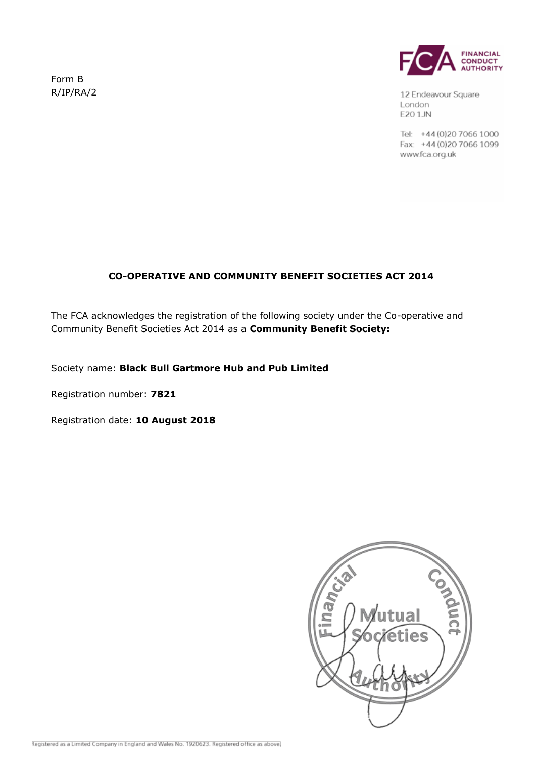Form B
R/IP/RA/2

FINANCIAL CONDUCT AUTHORITY

12 Endeavour Square
London
E20 1JN

Tel: +44 (0)20 7066 1000
Fax: +44 (0)20 7066 1099
www.fca.org.uk

**CO-OPERATIVE AND COMMUNITY BENEFIT SOCIETIES ACT 2014**

The FCA acknowledges the registration of the following society under the Co-operative and Community Benefit Societies Act 2014 as a **Community Benefit Society:**

Society name: **Black Bull Gartmore Hub and Pub Limited**

Registration number: **7821**

Registration date: **10 August 2018**

Financial Conduct Authority
Mutual Societies

Registered as a Limited Company in England and Wales No. 1920623. Registered office as above.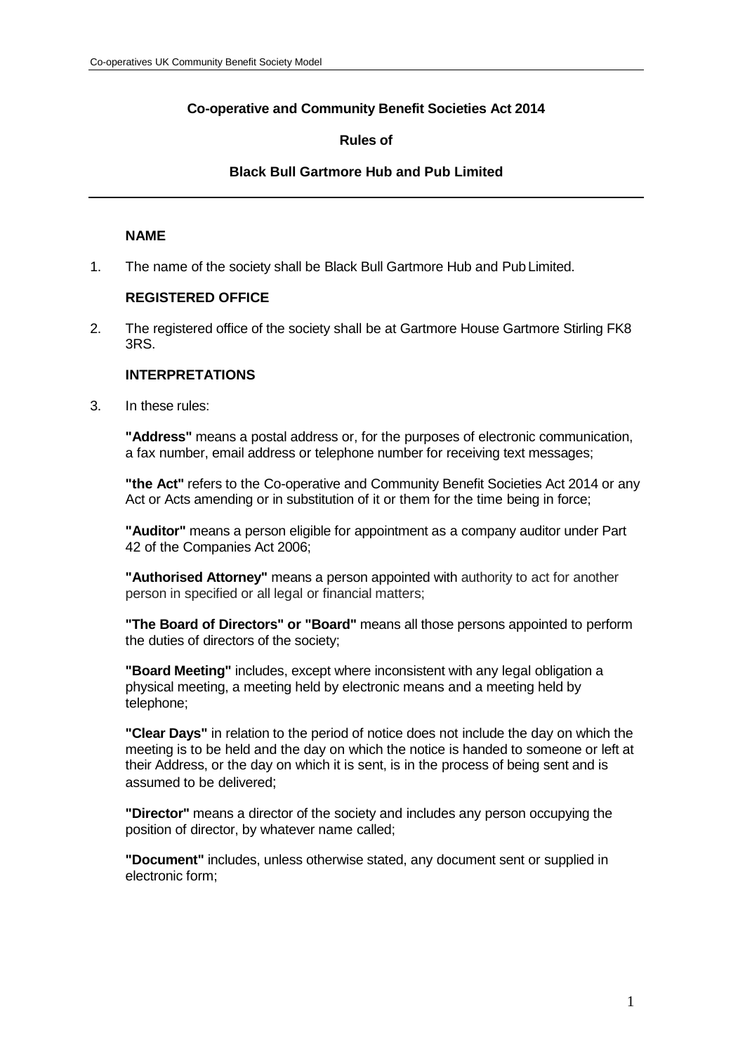**Co-operative and Community Benefit Societies Act 2014**

**Rules of**

**Black Bull Gartmore Hub and Pub Limited**

---

### NAME

1. The name of the society shall be Black Bull Gartmore Hub and Pub Limited.

### REGISTERED OFFICE

2. The registered office of the society shall be at Gartmore House Gartmore Stirling FK8 3RS.

### INTERPRETATIONS

3. In these rules:

   **"Address"** means a postal address or, for the purposes of electronic communication, a fax number, email address or telephone number for receiving text messages;

   **"the Act"** refers to the Co-operative and Community Benefit Societies Act 2014 or any Act or Acts amending or in substitution of it or them for the time being in force;

   **"Auditor"** means a person eligible for appointment as a company auditor under Part 42 of the Companies Act 2006;

   **"Authorised Attorney"** means a person appointed with authority to act for another person in specified or all legal or financial matters;

   **"The Board of Directors" or "Board"** means all those persons appointed to perform the duties of directors of the society;

   **"Board Meeting"** includes, except where inconsistent with any legal obligation a physical meeting, a meeting held by electronic means and a meeting held by telephone;

   **"Clear Days"** in relation to the period of notice does not include the day on which the meeting is to be held and the day on which the notice is handed to someone or left at their Address, or the day on which it is sent, is in the process of being sent and is assumed to be delivered;

   **"Director"** means a director of the society and includes any person occupying the position of director, by whatever name called;

   **"Document"** includes, unless otherwise stated, any document sent or supplied in electronic form;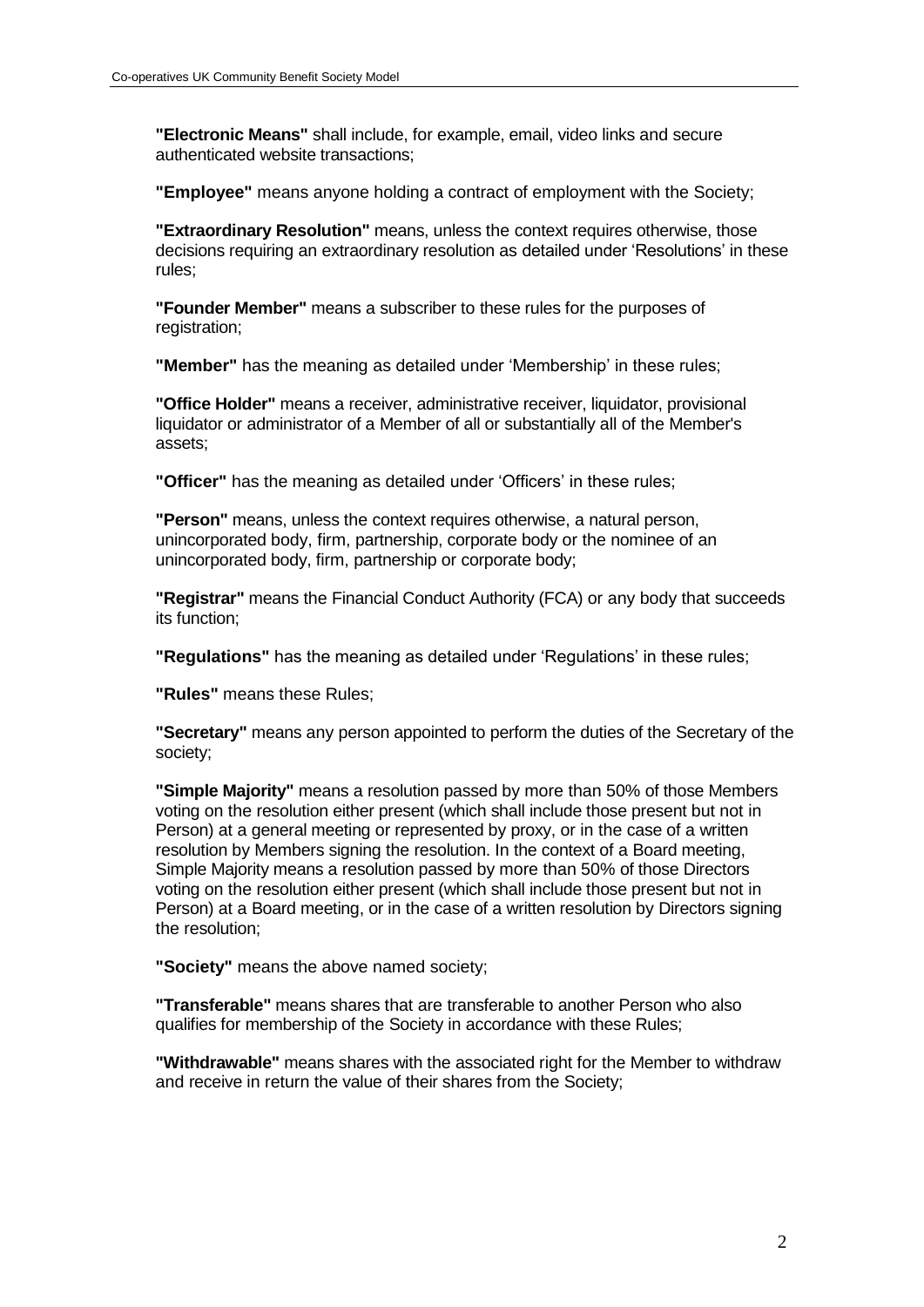**"Electronic Means"** shall include, for example, email, video links and secure authenticated website transactions;

**"Employee"** means anyone holding a contract of employment with the Society;

**"Extraordinary Resolution"** means, unless the context requires otherwise, those decisions requiring an extraordinary resolution as detailed under 'Resolutions' in these rules;

**"Founder Member"** means a subscriber to these rules for the purposes of registration;

**"Member"** has the meaning as detailed under 'Membership' in these rules;

**"Office Holder"** means a receiver, administrative receiver, liquidator, provisional liquidator or administrator of a Member of all or substantially all of the Member's assets;

**"Officer"** has the meaning as detailed under 'Officers' in these rules;

**"Person"** means, unless the context requires otherwise, a natural person, unincorporated body, firm, partnership, corporate body or the nominee of an unincorporated body, firm, partnership or corporate body;

**"Registrar"** means the Financial Conduct Authority (FCA) or any body that succeeds its function;

**"Regulations"** has the meaning as detailed under 'Regulations' in these rules;

**"Rules"** means these Rules;

**"Secretary"** means any person appointed to perform the duties of the Secretary of the society;

**"Simple Majority"** means a resolution passed by more than 50% of those Members voting on the resolution either present (which shall include those present but not in Person) at a general meeting or represented by proxy, or in the case of a written resolution by Members signing the resolution. In the context of a Board meeting, Simple Majority means a resolution passed by more than 50% of those Directors voting on the resolution either present (which shall include those present but not in Person) at a Board meeting, or in the case of a written resolution by Directors signing the resolution;

**"Society"** means the above named society;

**"Transferable"** means shares that are transferable to another Person who also qualifies for membership of the Society in accordance with these Rules;

**"Withdrawable"** means shares with the associated right for the Member to withdraw and receive in return the value of their shares from the Society;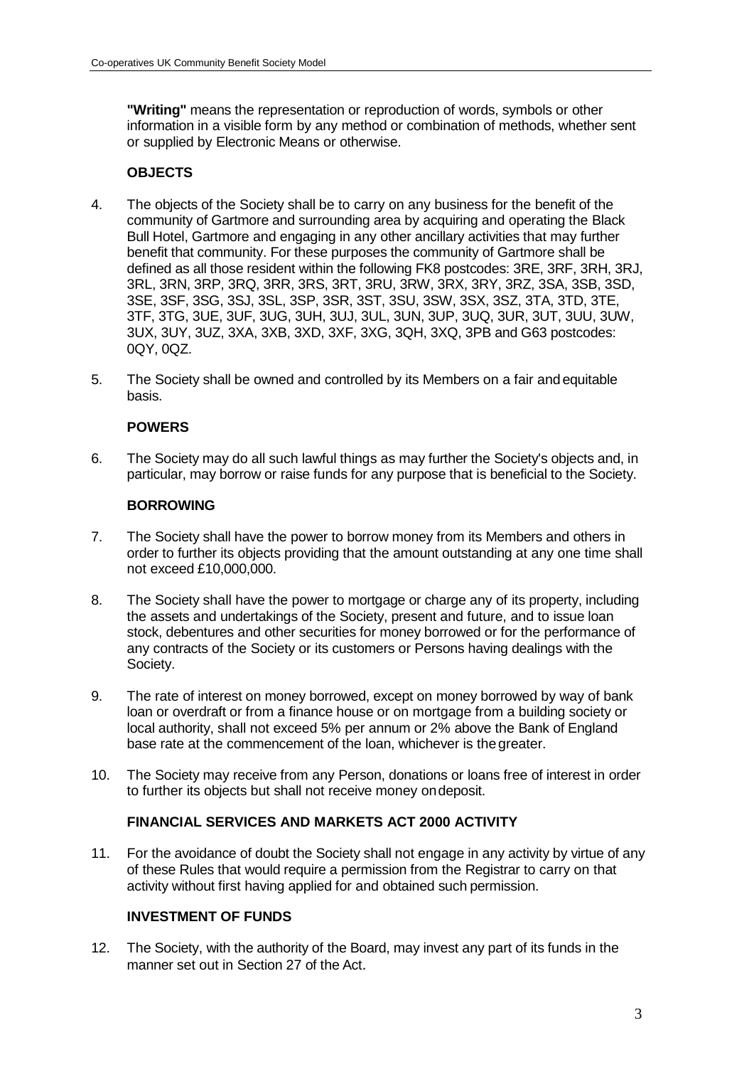**"Writing"** means the representation or reproduction of words, symbols or other information in a visible form by any method or combination of methods, whether sent or supplied by Electronic Means or otherwise.

### OBJECTS

4. The objects of the Society shall be to carry on any business for the benefit of the community of Gartmore and surrounding area by acquiring and operating the Black Bull Hotel, Gartmore and engaging in any other ancillary activities that may further benefit that community. For these purposes the community of Gartmore shall be defined as all those resident within the following FK8 postcodes: 3RE, 3RF, 3RH, 3RJ, 3RL, 3RN, 3RP, 3RQ, 3RR, 3RS, 3RT, 3RU, 3RW, 3RX, 3RY, 3RZ, 3SA, 3SB, 3SD, 3SE, 3SF, 3SG, 3SJ, 3SL, 3SP, 3SR, 3ST, 3SU, 3SW, 3SX, 3SZ, 3TA, 3TD, 3TE, 3TF, 3TG, 3UE, 3UF, 3UG, 3UH, 3UJ, 3UL, 3UN, 3UP, 3UQ, 3UR, 3UT, 3UU, 3UW, 3UX, 3UY, 3UZ, 3XA, 3XB, 3XD, 3XF, 3XG, 3QH, 3XQ, 3PB and G63 postcodes: 0QY, 0QZ.

5. The Society shall be owned and controlled by its Members on a fair and equitable basis.

### POWERS

6. The Society may do all such lawful things as may further the Society's objects and, in particular, may borrow or raise funds for any purpose that is beneficial to the Society.

### BORROWING

7. The Society shall have the power to borrow money from its Members and others in order to further its objects providing that the amount outstanding at any one time shall not exceed £10,000,000.

8. The Society shall have the power to mortgage or charge any of its property, including the assets and undertakings of the Society, present and future, and to issue loan stock, debentures and other securities for money borrowed or for the performance of any contracts of the Society or its customers or Persons having dealings with the Society.

9. The rate of interest on money borrowed, except on money borrowed by way of bank loan or overdraft or from a finance house or on mortgage from a building society or local authority, shall not exceed 5% per annum or 2% above the Bank of England base rate at the commencement of the loan, whichever is the greater.

10. The Society may receive from any Person, donations or loans free of interest in order to further its objects but shall not receive money on deposit.

### FINANCIAL SERVICES AND MARKETS ACT 2000 ACTIVITY

11. For the avoidance of doubt the Society shall not engage in any activity by virtue of any of these Rules that would require a permission from the Registrar to carry on that activity without first having applied for and obtained such permission.

### INVESTMENT OF FUNDS

12. The Society, with the authority of the Board, may invest any part of its funds in the manner set out in Section 27 of the Act.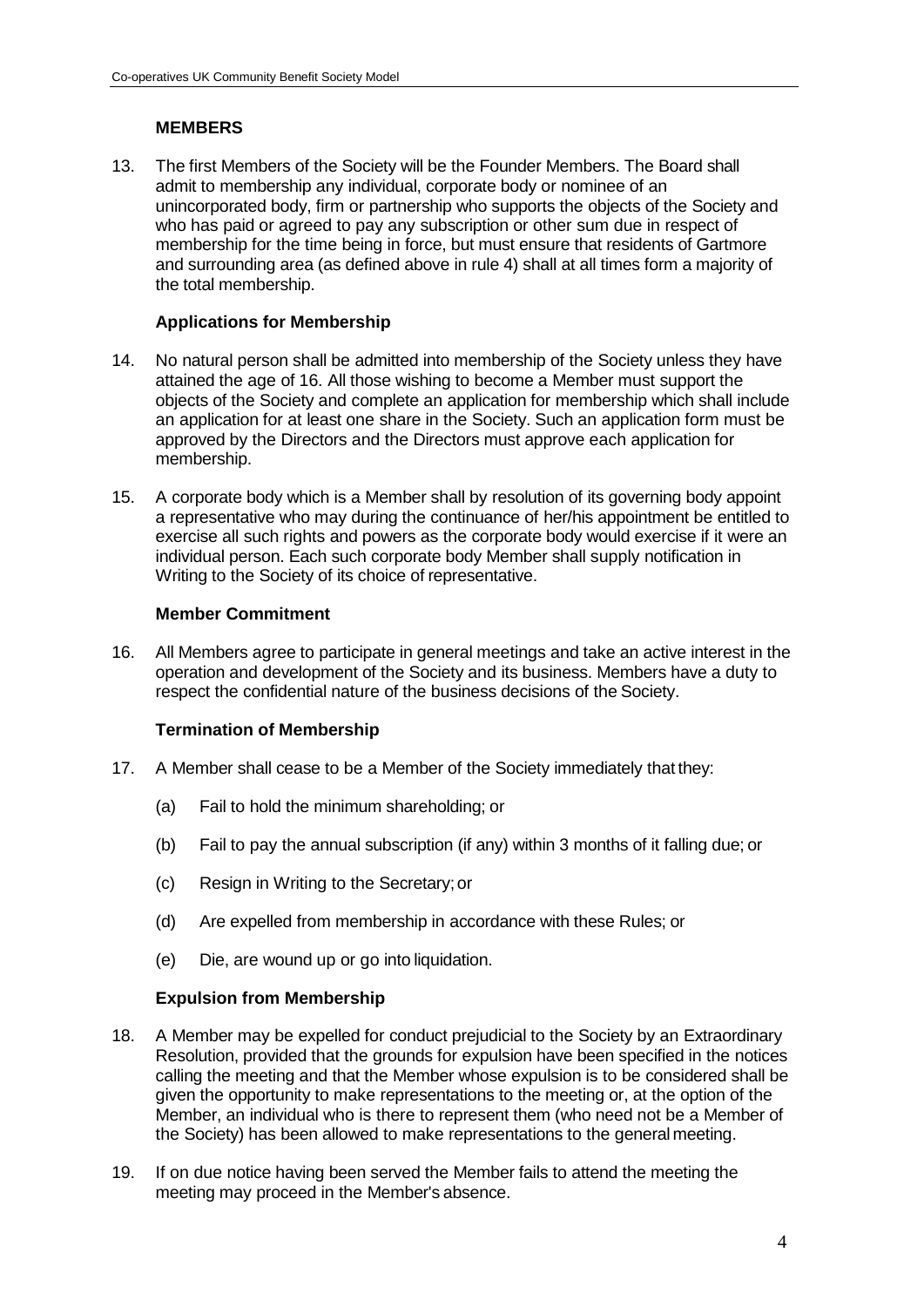## MEMBERS

13. The first Members of the Society will be the Founder Members. The Board shall admit to membership any individual, corporate body or nominee of an unincorporated body, firm or partnership who supports the objects of the Society and who has paid or agreed to pay any subscription or other sum due in respect of membership for the time being in force, but must ensure that residents of Gartmore and surrounding area (as defined above in rule 4) shall at all times form a majority of the total membership.

### Applications for Membership

14. No natural person shall be admitted into membership of the Society unless they have attained the age of 16. All those wishing to become a Member must support the objects of the Society and complete an application for membership which shall include an application for at least one share in the Society. Such an application form must be approved by the Directors and the Directors must approve each application for membership.

15. A corporate body which is a Member shall by resolution of its governing body appoint a representative who may during the continuance of her/his appointment be entitled to exercise all such rights and powers as the corporate body would exercise if it were an individual person. Each such corporate body Member shall supply notification in Writing to the Society of its choice of representative.

### Member Commitment

16. All Members agree to participate in general meetings and take an active interest in the operation and development of the Society and its business. Members have a duty to respect the confidential nature of the business decisions of the Society.

### Termination of Membership

17. A Member shall cease to be a Member of the Society immediately that they:

    (a) Fail to hold the minimum shareholding; or

    (b) Fail to pay the annual subscription (if any) within 3 months of it falling due; or

    (c) Resign in Writing to the Secretary; or

    (d) Are expelled from membership in accordance with these Rules; or

    (e) Die, are wound up or go into liquidation.

### Expulsion from Membership

18. A Member may be expelled for conduct prejudicial to the Society by an Extraordinary Resolution, provided that the grounds for expulsion have been specified in the notices calling the meeting and that the Member whose expulsion is to be considered shall be given the opportunity to make representations to the meeting or, at the option of the Member, an individual who is there to represent them (who need not be a Member of the Society) has been allowed to make representations to the general meeting.

19. If on due notice having been served the Member fails to attend the meeting the meeting may proceed in the Member's absence.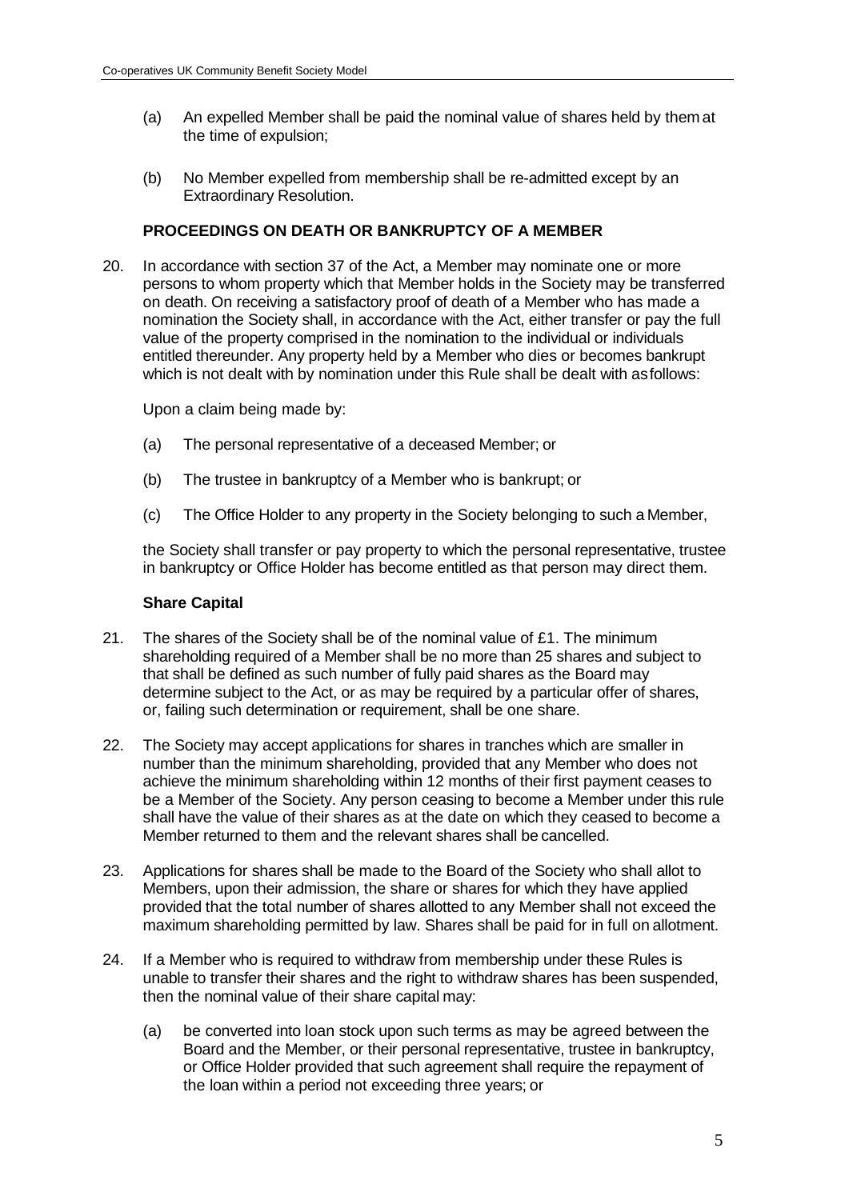(a) An expelled Member shall be paid the nominal value of shares held by them at the time of expulsion;

(b) No Member expelled from membership shall be re-admitted except by an Extraordinary Resolution.

**PROCEEDINGS ON DEATH OR BANKRUPTCY OF A MEMBER**

20. In accordance with section 37 of the Act, a Member may nominate one or more persons to whom property which that Member holds in the Society may be transferred on death. On receiving a satisfactory proof of death of a Member who has made a nomination the Society shall, in accordance with the Act, either transfer or pay the full value of the property comprised in the nomination to the individual or individuals entitled thereunder. Any property held by a Member who dies or becomes bankrupt which is not dealt with by nomination under this Rule shall be dealt with as follows:

    Upon a claim being made by:

    (a) The personal representative of a deceased Member; or

    (b) The trustee in bankruptcy of a Member who is bankrupt; or

    (c) The Office Holder to any property in the Society belonging to such a Member,

    the Society shall transfer or pay property to which the personal representative, trustee in bankruptcy or Office Holder has become entitled as that person may direct them.

**Share Capital**

21. The shares of the Society shall be of the nominal value of £1. The minimum shareholding required of a Member shall be no more than 25 shares and subject to that shall be defined as such number of fully paid shares as the Board may determine subject to the Act, or as may be required by a particular offer of shares, or, failing such determination or requirement, shall be one share.

22. The Society may accept applications for shares in tranches which are smaller in number than the minimum shareholding, provided that any Member who does not achieve the minimum shareholding within 12 months of their first payment ceases to be a Member of the Society. Any person ceasing to become a Member under this rule shall have the value of their shares as at the date on which they ceased to become a Member returned to them and the relevant shares shall be cancelled.

23. Applications for shares shall be made to the Board of the Society who shall allot to Members, upon their admission, the share or shares for which they have applied provided that the total number of shares allotted to any Member shall not exceed the maximum shareholding permitted by law. Shares shall be paid for in full on allotment.

24. If a Member who is required to withdraw from membership under these Rules is unable to transfer their shares and the right to withdraw shares has been suspended, then the nominal value of their share capital may:

    (a) be converted into loan stock upon such terms as may be agreed between the Board and the Member, or their personal representative, trustee in bankruptcy, or Office Holder provided that such agreement shall require the repayment of the loan within a period not exceeding three years; or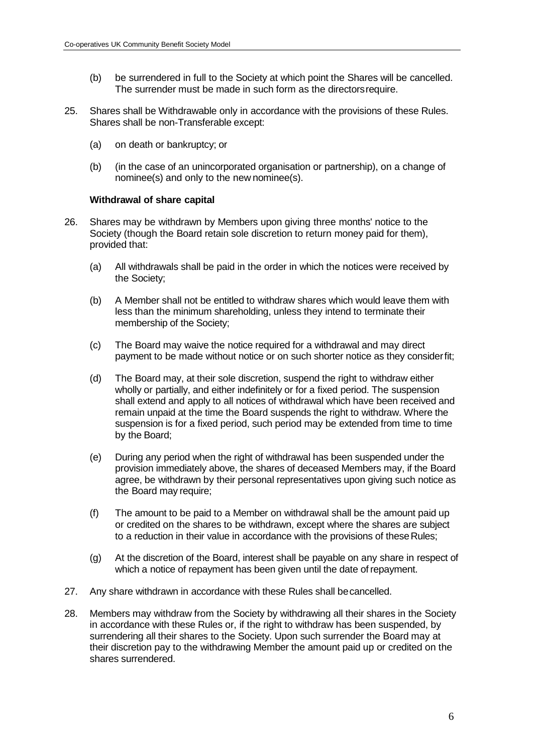(b) be surrendered in full to the Society at which point the Shares will be cancelled. The surrender must be made in such form as the directors require.

25. Shares shall be Withdrawable only in accordance with the provisions of these Rules. Shares shall be non-Transferable except:

    (a) on death or bankruptcy; or

    (b) (in the case of an unincorporated organisation or partnership), on a change of nominee(s) and only to the new nominee(s).

**Withdrawal of share capital**

26. Shares may be withdrawn by Members upon giving three months' notice to the Society (though the Board retain sole discretion to return money paid for them), provided that:

    (a) All withdrawals shall be paid in the order in which the notices were received by the Society;

    (b) A Member shall not be entitled to withdraw shares which would leave them with less than the minimum shareholding, unless they intend to terminate their membership of the Society;

    (c) The Board may waive the notice required for a withdrawal and may direct payment to be made without notice or on such shorter notice as they consider fit;

    (d) The Board may, at their sole discretion, suspend the right to withdraw either wholly or partially, and either indefinitely or for a fixed period. The suspension shall extend and apply to all notices of withdrawal which have been received and remain unpaid at the time the Board suspends the right to withdraw. Where the suspension is for a fixed period, such period may be extended from time to time by the Board;

    (e) During any period when the right of withdrawal has been suspended under the provision immediately above, the shares of deceased Members may, if the Board agree, be withdrawn by their personal representatives upon giving such notice as the Board may require;

    (f) The amount to be paid to a Member on withdrawal shall be the amount paid up or credited on the shares to be withdrawn, except where the shares are subject to a reduction in their value in accordance with the provisions of these Rules;

    (g) At the discretion of the Board, interest shall be payable on any share in respect of which a notice of repayment has been given until the date of repayment.

27. Any share withdrawn in accordance with these Rules shall be cancelled.

28. Members may withdraw from the Society by withdrawing all their shares in the Society in accordance with these Rules or, if the right to withdraw has been suspended, by surrendering all their shares to the Society. Upon such surrender the Board may at their discretion pay to the withdrawing Member the amount paid up or credited on the shares surrendered.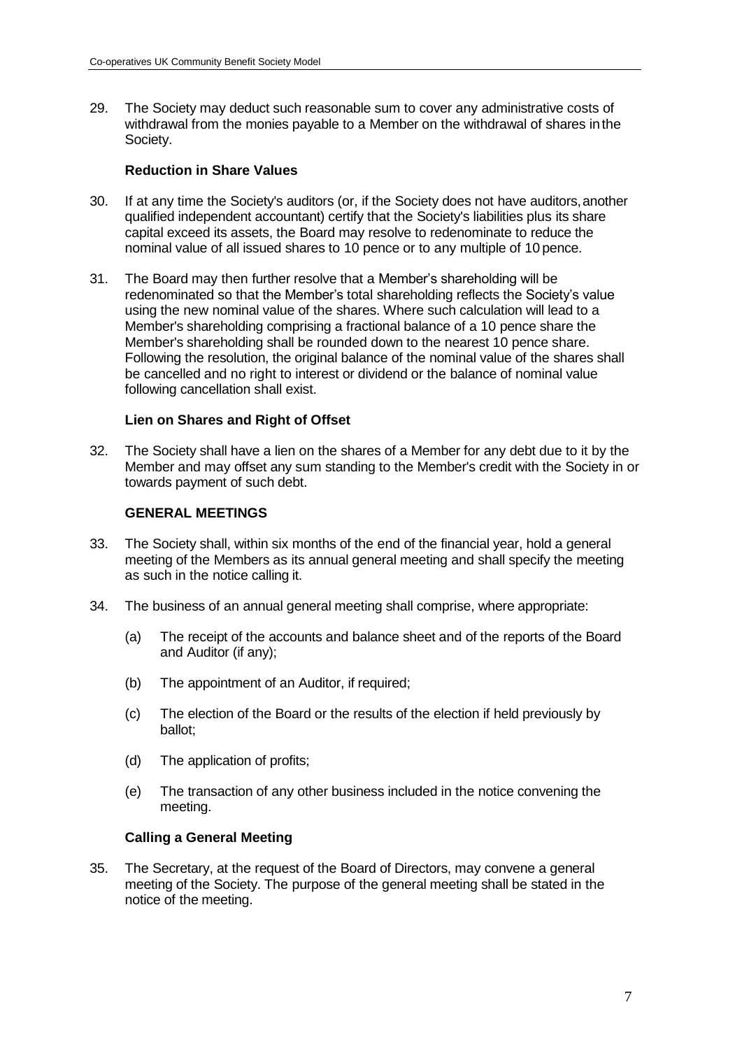29. The Society may deduct such reasonable sum to cover any administrative costs of withdrawal from the monies payable to a Member on the withdrawal of shares in the Society.

**Reduction in Share Values**

30. If at any time the Society's auditors (or, if the Society does not have auditors, another qualified independent accountant) certify that the Society's liabilities plus its share capital exceed its assets, the Board may resolve to redenominate to reduce the nominal value of all issued shares to 10 pence or to any multiple of 10 pence.

31. The Board may then further resolve that a Member's shareholding will be redenominated so that the Member's total shareholding reflects the Society's value using the new nominal value of the shares. Where such calculation will lead to a Member's shareholding comprising a fractional balance of a 10 pence share the Member's shareholding shall be rounded down to the nearest 10 pence share. Following the resolution, the original balance of the nominal value of the shares shall be cancelled and no right to interest or dividend or the balance of nominal value following cancellation shall exist.

**Lien on Shares and Right of Offset**

32. The Society shall have a lien on the shares of a Member for any debt due to it by the Member and may offset any sum standing to the Member's credit with the Society in or towards payment of such debt.

**GENERAL MEETINGS**

33. The Society shall, within six months of the end of the financial year, hold a general meeting of the Members as its annual general meeting and shall specify the meeting as such in the notice calling it.

34. The business of an annual general meeting shall comprise, where appropriate:

    (a) The receipt of the accounts and balance sheet and of the reports of the Board and Auditor (if any);

    (b) The appointment of an Auditor, if required;

    (c) The election of the Board or the results of the election if held previously by ballot;

    (d) The application of profits;

    (e) The transaction of any other business included in the notice convening the meeting.

**Calling a General Meeting**

35. The Secretary, at the request of the Board of Directors, may convene a general meeting of the Society. The purpose of the general meeting shall be stated in the notice of the meeting.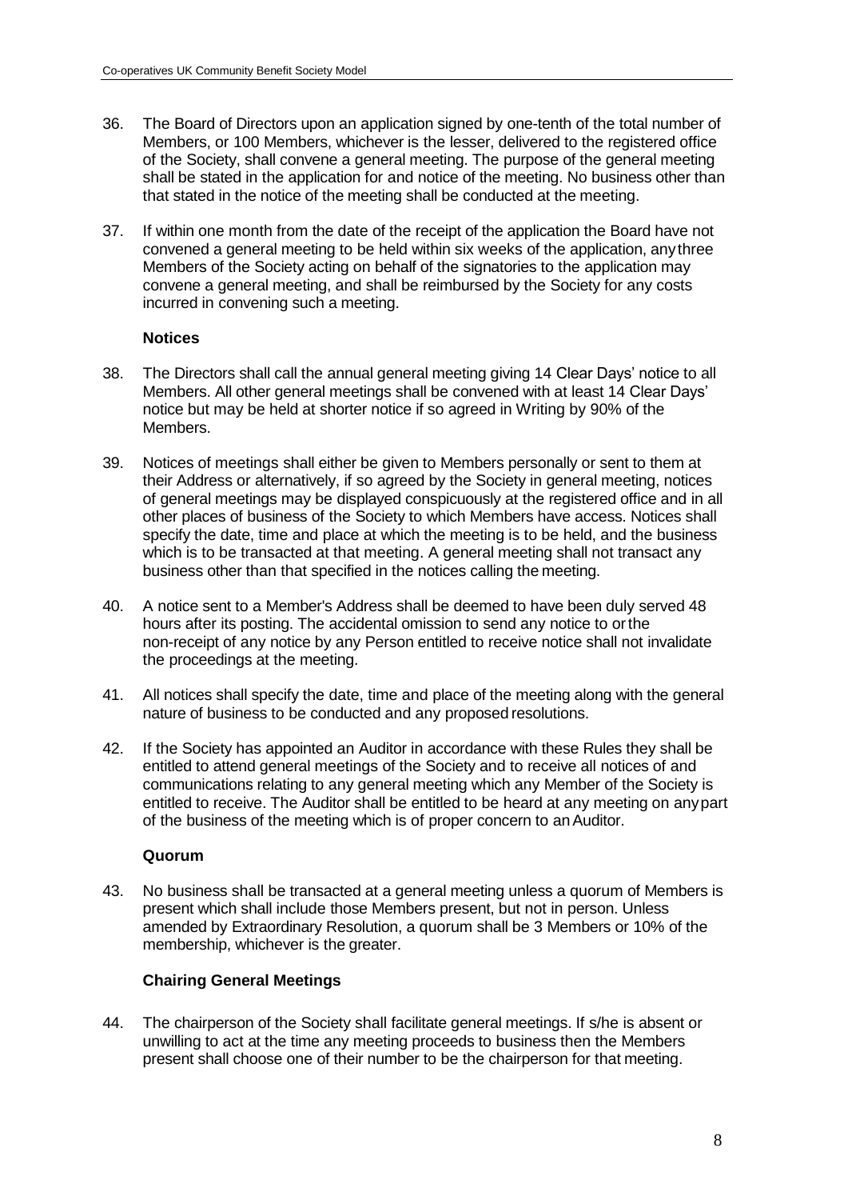36. The Board of Directors upon an application signed by one-tenth of the total number of Members, or 100 Members, whichever is the lesser, delivered to the registered office of the Society, shall convene a general meeting. The purpose of the general meeting shall be stated in the application for and notice of the meeting. No business other than that stated in the notice of the meeting shall be conducted at the meeting.

37. If within one month from the date of the receipt of the application the Board have not convened a general meeting to be held within six weeks of the application, any three Members of the Society acting on behalf of the signatories to the application may convene a general meeting, and shall be reimbursed by the Society for any costs incurred in convening such a meeting.

### Notices

38. The Directors shall call the annual general meeting giving 14 Clear Days' notice to all Members. All other general meetings shall be convened with at least 14 Clear Days' notice but may be held at shorter notice if so agreed in Writing by 90% of the Members.

39. Notices of meetings shall either be given to Members personally or sent to them at their Address or alternatively, if so agreed by the Society in general meeting, notices of general meetings may be displayed conspicuously at the registered office and in all other places of business of the Society to which Members have access. Notices shall specify the date, time and place at which the meeting is to be held, and the business which is to be transacted at that meeting. A general meeting shall not transact any business other than that specified in the notices calling the meeting.

40. A notice sent to a Member's Address shall be deemed to have been duly served 48 hours after its posting. The accidental omission to send any notice to or the non-receipt of any notice by any Person entitled to receive notice shall not invalidate the proceedings at the meeting.

41. All notices shall specify the date, time and place of the meeting along with the general nature of business to be conducted and any proposed resolutions.

42. If the Society has appointed an Auditor in accordance with these Rules they shall be entitled to attend general meetings of the Society and to receive all notices of and communications relating to any general meeting which any Member of the Society is entitled to receive. The Auditor shall be entitled to be heard at any meeting on any part of the business of the meeting which is of proper concern to an Auditor.

### Quorum

43. No business shall be transacted at a general meeting unless a quorum of Members is present which shall include those Members present, but not in person. Unless amended by Extraordinary Resolution, a quorum shall be 3 Members or 10% of the membership, whichever is the greater.

### Chairing General Meetings

44. The chairperson of the Society shall facilitate general meetings. If s/he is absent or unwilling to act at the time any meeting proceeds to business then the Members present shall choose one of their number to be the chairperson for that meeting.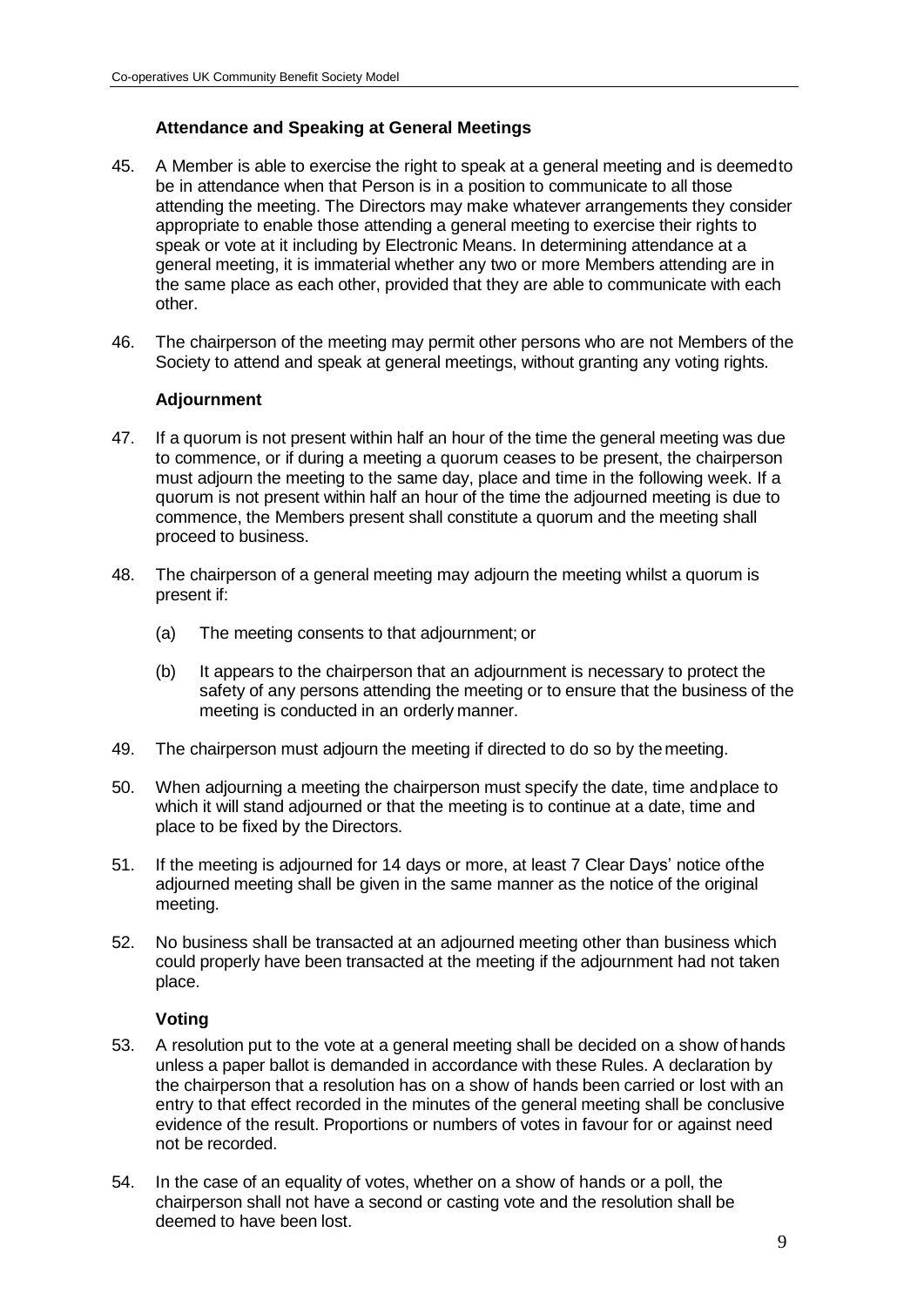### Attendance and Speaking at General Meetings

45. A Member is able to exercise the right to speak at a general meeting and is deemed to be in attendance when that Person is in a position to communicate to all those attending the meeting. The Directors may make whatever arrangements they consider appropriate to enable those attending a general meeting to exercise their rights to speak or vote at it including by Electronic Means. In determining attendance at a general meeting, it is immaterial whether any two or more Members attending are in the same place as each other, provided that they are able to communicate with each other.

46. The chairperson of the meeting may permit other persons who are not Members of the Society to attend and speak at general meetings, without granting any voting rights.

### Adjournment

47. If a quorum is not present within half an hour of the time the general meeting was due to commence, or if during a meeting a quorum ceases to be present, the chairperson must adjourn the meeting to the same day, place and time in the following week. If a quorum is not present within half an hour of the time the adjourned meeting is due to commence, the Members present shall constitute a quorum and the meeting shall proceed to business.

48. The chairperson of a general meeting may adjourn the meeting whilst a quorum is present if:

    (a) The meeting consents to that adjournment; or

    (b) It appears to the chairperson that an adjournment is necessary to protect the safety of any persons attending the meeting or to ensure that the business of the meeting is conducted in an orderly manner.

49. The chairperson must adjourn the meeting if directed to do so by the meeting.

50. When adjourning a meeting the chairperson must specify the date, time and place to which it will stand adjourned or that the meeting is to continue at a date, time and place to be fixed by the Directors.

51. If the meeting is adjourned for 14 days or more, at least 7 Clear Days' notice of the adjourned meeting shall be given in the same manner as the notice of the original meeting.

52. No business shall be transacted at an adjourned meeting other than business which could properly have been transacted at the meeting if the adjournment had not taken place.

### Voting

53. A resolution put to the vote at a general meeting shall be decided on a show of hands unless a paper ballot is demanded in accordance with these Rules. A declaration by the chairperson that a resolution has on a show of hands been carried or lost with an entry to that effect recorded in the minutes of the general meeting shall be conclusive evidence of the result. Proportions or numbers of votes in favour for or against need not be recorded.

54. In the case of an equality of votes, whether on a show of hands or a poll, the chairperson shall not have a second or casting vote and the resolution shall be deemed to have been lost.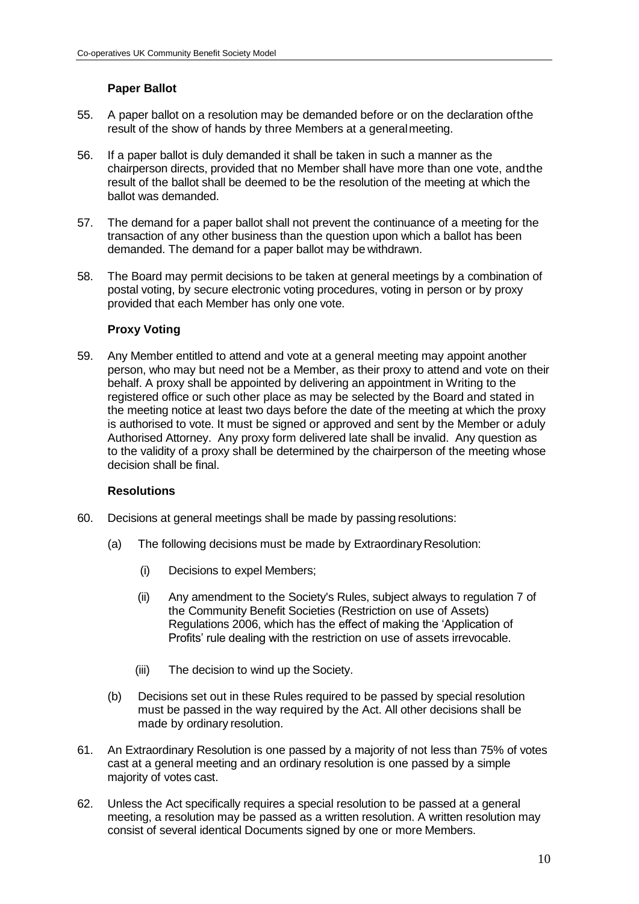### Paper Ballot

55. A paper ballot on a resolution may be demanded before or on the declaration of the result of the show of hands by three Members at a general meeting.

56. If a paper ballot is duly demanded it shall be taken in such a manner as the chairperson directs, provided that no Member shall have more than one vote, and the result of the ballot shall be deemed to be the resolution of the meeting at which the ballot was demanded.

57. The demand for a paper ballot shall not prevent the continuance of a meeting for the transaction of any other business than the question upon which a ballot has been demanded. The demand for a paper ballot may be withdrawn.

58. The Board may permit decisions to be taken at general meetings by a combination of postal voting, by secure electronic voting procedures, voting in person or by proxy provided that each Member has only one vote.

### Proxy Voting

59. Any Member entitled to attend and vote at a general meeting may appoint another person, who may but need not be a Member, as their proxy to attend and vote on their behalf. A proxy shall be appointed by delivering an appointment in Writing to the registered office or such other place as may be selected by the Board and stated in the meeting notice at least two days before the date of the meeting at which the proxy is authorised to vote. It must be signed or approved and sent by the Member or a duly Authorised Attorney. Any proxy form delivered late shall be invalid. Any question as to the validity of a proxy shall be determined by the chairperson of the meeting whose decision shall be final.

### Resolutions

60. Decisions at general meetings shall be made by passing resolutions:

    (a) The following decisions must be made by Extraordinary Resolution:

        (i) Decisions to expel Members;

        (ii) Any amendment to the Society's Rules, subject always to regulation 7 of the Community Benefit Societies (Restriction on use of Assets) Regulations 2006, which has the effect of making the 'Application of Profits' rule dealing with the restriction on use of assets irrevocable.

        (iii) The decision to wind up the Society.

    (b) Decisions set out in these Rules required to be passed by special resolution must be passed in the way required by the Act. All other decisions shall be made by ordinary resolution.

61. An Extraordinary Resolution is one passed by a majority of not less than 75% of votes cast at a general meeting and an ordinary resolution is one passed by a simple majority of votes cast.

62. Unless the Act specifically requires a special resolution to be passed at a general meeting, a resolution may be passed as a written resolution. A written resolution may consist of several identical Documents signed by one or more Members.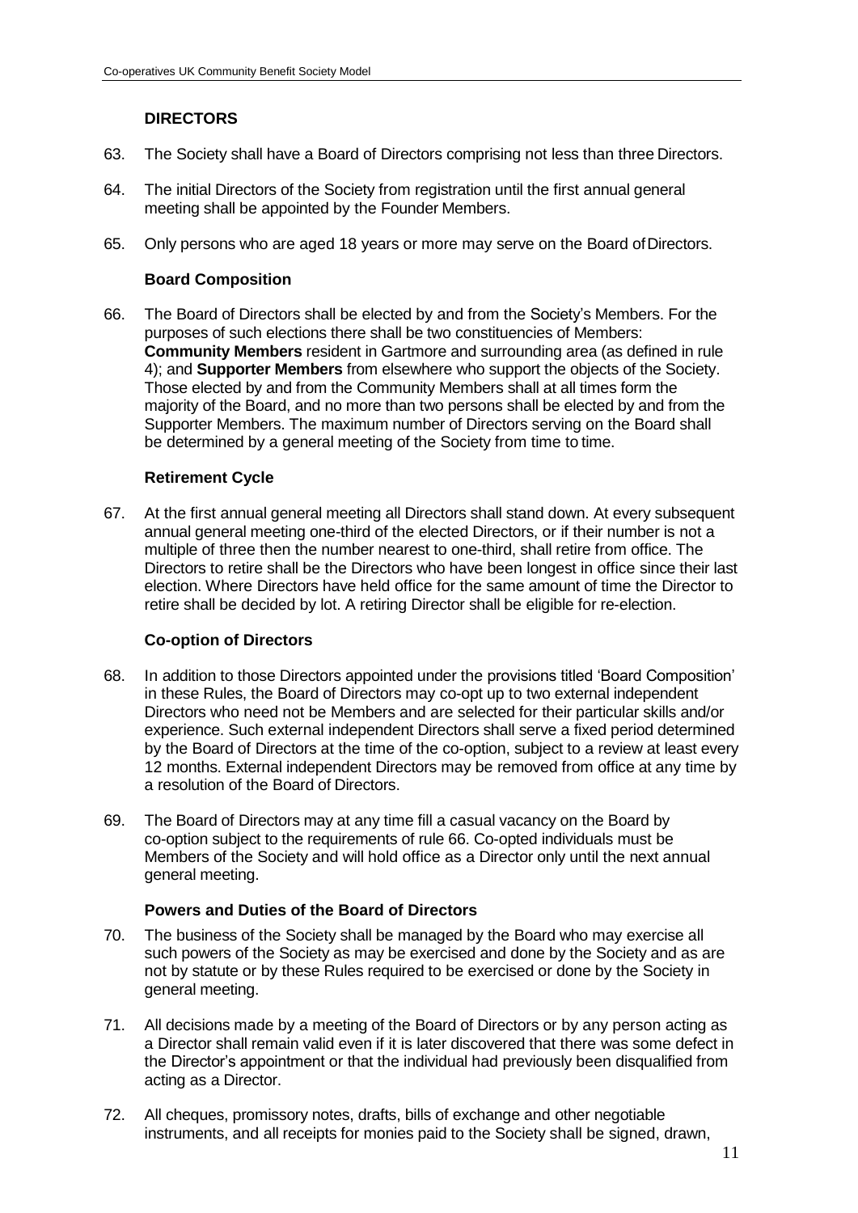## DIRECTORS

63. The Society shall have a Board of Directors comprising not less than three Directors.

64. The initial Directors of the Society from registration until the first annual general meeting shall be appointed by the Founder Members.

65. Only persons who are aged 18 years or more may serve on the Board of Directors.

### Board Composition

66. The Board of Directors shall be elected by and from the Society's Members. For the purposes of such elections there shall be two constituencies of Members: **Community Members** resident in Gartmore and surrounding area (as defined in rule 4); and **Supporter Members** from elsewhere who support the objects of the Society. Those elected by and from the Community Members shall at all times form the majority of the Board, and no more than two persons shall be elected by and from the Supporter Members. The maximum number of Directors serving on the Board shall be determined by a general meeting of the Society from time to time.

### Retirement Cycle

67. At the first annual general meeting all Directors shall stand down. At every subsequent annual general meeting one-third of the elected Directors, or if their number is not a multiple of three then the number nearest to one-third, shall retire from office. The Directors to retire shall be the Directors who have been longest in office since their last election. Where Directors have held office for the same amount of time the Director to retire shall be decided by lot. A retiring Director shall be eligible for re-election.

### Co-option of Directors

68. In addition to those Directors appointed under the provisions titled 'Board Composition' in these Rules, the Board of Directors may co-opt up to two external independent Directors who need not be Members and are selected for their particular skills and/or experience. Such external independent Directors shall serve a fixed period determined by the Board of Directors at the time of the co-option, subject to a review at least every 12 months. External independent Directors may be removed from office at any time by a resolution of the Board of Directors.

69. The Board of Directors may at any time fill a casual vacancy on the Board by co-option subject to the requirements of rule 66. Co-opted individuals must be Members of the Society and will hold office as a Director only until the next annual general meeting.

### Powers and Duties of the Board of Directors

70. The business of the Society shall be managed by the Board who may exercise all such powers of the Society as may be exercised and done by the Society and as are not by statute or by these Rules required to be exercised or done by the Society in general meeting.

71. All decisions made by a meeting of the Board of Directors or by any person acting as a Director shall remain valid even if it is later discovered that there was some defect in the Director's appointment or that the individual had previously been disqualified from acting as a Director.

72. All cheques, promissory notes, drafts, bills of exchange and other negotiable instruments, and all receipts for monies paid to the Society shall be signed, drawn,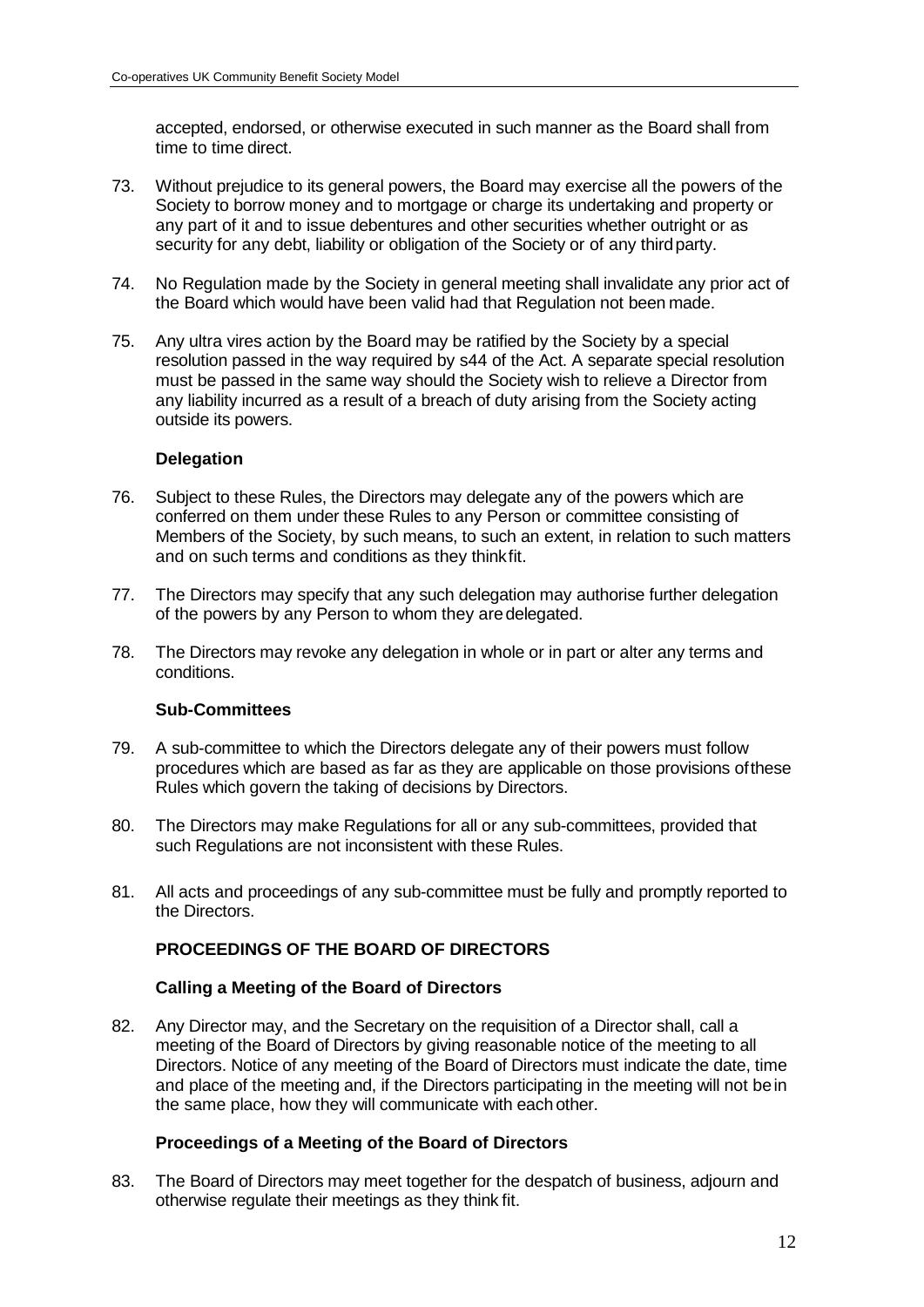accepted, endorsed, or otherwise executed in such manner as the Board shall from time to time direct.

73. Without prejudice to its general powers, the Board may exercise all the powers of the Society to borrow money and to mortgage or charge its undertaking and property or any part of it and to issue debentures and other securities whether outright or as security for any debt, liability or obligation of the Society or of any third party.

74. No Regulation made by the Society in general meeting shall invalidate any prior act of the Board which would have been valid had that Regulation not been made.

75. Any ultra vires action by the Board may be ratified by the Society by a special resolution passed in the way required by s44 of the Act. A separate special resolution must be passed in the same way should the Society wish to relieve a Director from any liability incurred as a result of a breach of duty arising from the Society acting outside its powers.

**Delegation**

76. Subject to these Rules, the Directors may delegate any of the powers which are conferred on them under these Rules to any Person or committee consisting of Members of the Society, by such means, to such an extent, in relation to such matters and on such terms and conditions as they think fit.

77. The Directors may specify that any such delegation may authorise further delegation of the powers by any Person to whom they are delegated.

78. The Directors may revoke any delegation in whole or in part or alter any terms and conditions.

**Sub-Committees**

79. A sub-committee to which the Directors delegate any of their powers must follow procedures which are based as far as they are applicable on those provisions of these Rules which govern the taking of decisions by Directors.

80. The Directors may make Regulations for all or any sub-committees, provided that such Regulations are not inconsistent with these Rules.

81. All acts and proceedings of any sub-committee must be fully and promptly reported to the Directors.

**PROCEEDINGS OF THE BOARD OF DIRECTORS**

**Calling a Meeting of the Board of Directors**

82. Any Director may, and the Secretary on the requisition of a Director shall, call a meeting of the Board of Directors by giving reasonable notice of the meeting to all Directors. Notice of any meeting of the Board of Directors must indicate the date, time and place of the meeting and, if the Directors participating in the meeting will not be in the same place, how they will communicate with each other.

**Proceedings of a Meeting of the Board of Directors**

83. The Board of Directors may meet together for the despatch of business, adjourn and otherwise regulate their meetings as they think fit.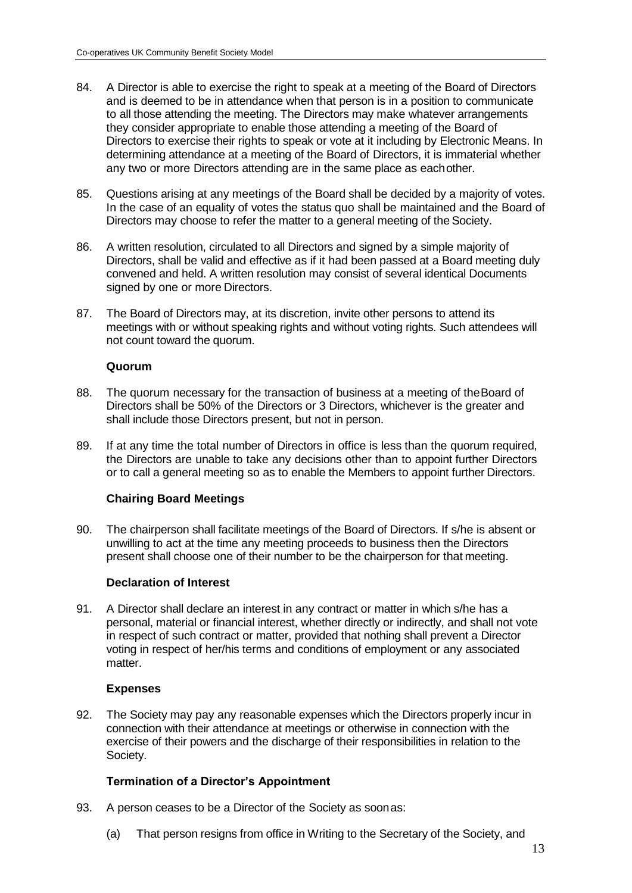84. A Director is able to exercise the right to speak at a meeting of the Board of Directors and is deemed to be in attendance when that person is in a position to communicate to all those attending the meeting. The Directors may make whatever arrangements they consider appropriate to enable those attending a meeting of the Board of Directors to exercise their rights to speak or vote at it including by Electronic Means. In determining attendance at a meeting of the Board of Directors, it is immaterial whether any two or more Directors attending are in the same place as each other.

85. Questions arising at any meetings of the Board shall be decided by a majority of votes. In the case of an equality of votes the status quo shall be maintained and the Board of Directors may choose to refer the matter to a general meeting of the Society.

86. A written resolution, circulated to all Directors and signed by a simple majority of Directors, shall be valid and effective as if it had been passed at a Board meeting duly convened and held. A written resolution may consist of several identical Documents signed by one or more Directors.

87. The Board of Directors may, at its discretion, invite other persons to attend its meetings with or without speaking rights and without voting rights. Such attendees will not count toward the quorum.

**Quorum**

88. The quorum necessary for the transaction of business at a meeting of the Board of Directors shall be 50% of the Directors or 3 Directors, whichever is the greater and shall include those Directors present, but not in person.

89. If at any time the total number of Directors in office is less than the quorum required, the Directors are unable to take any decisions other than to appoint further Directors or to call a general meeting so as to enable the Members to appoint further Directors.

**Chairing Board Meetings**

90. The chairperson shall facilitate meetings of the Board of Directors. If s/he is absent or unwilling to act at the time any meeting proceeds to business then the Directors present shall choose one of their number to be the chairperson for that meeting.

**Declaration of Interest**

91. A Director shall declare an interest in any contract or matter in which s/he has a personal, material or financial interest, whether directly or indirectly, and shall not vote in respect of such contract or matter, provided that nothing shall prevent a Director voting in respect of her/his terms and conditions of employment or any associated matter.

**Expenses**

92. The Society may pay any reasonable expenses which the Directors properly incur in connection with their attendance at meetings or otherwise in connection with the exercise of their powers and the discharge of their responsibilities in relation to the Society.

**Termination of a Director's Appointment**

93. A person ceases to be a Director of the Society as soon as:

    (a) That person resigns from office in Writing to the Secretary of the Society, and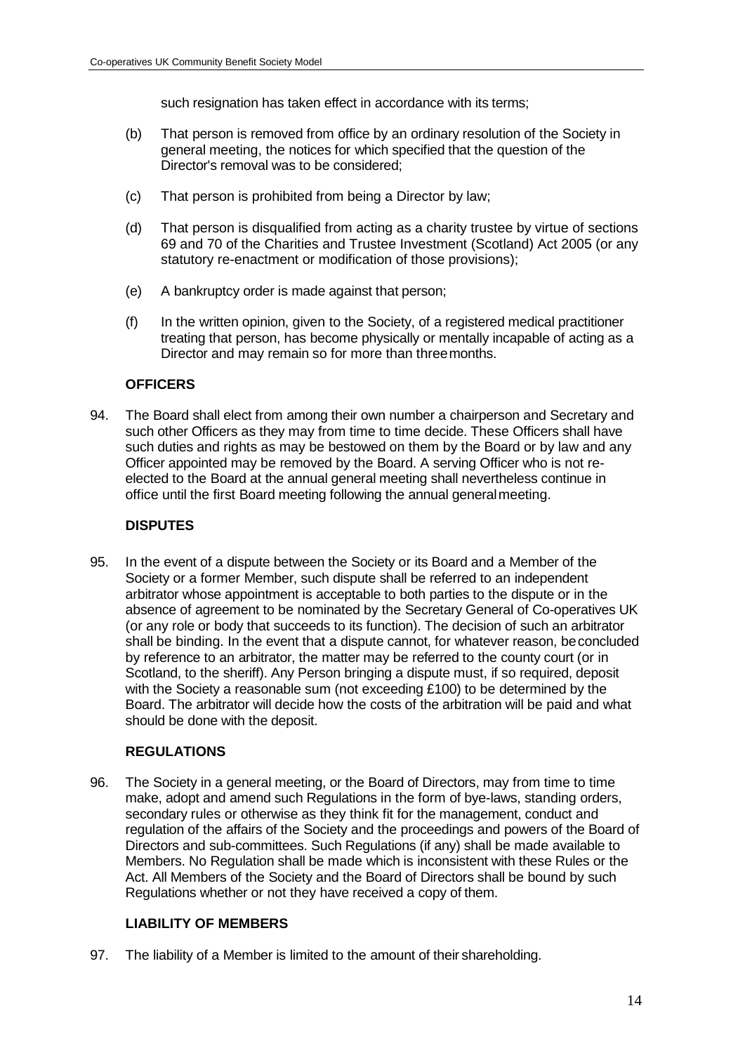such resignation has taken effect in accordance with its terms;

(b) That person is removed from office by an ordinary resolution of the Society in general meeting, the notices for which specified that the question of the Director's removal was to be considered;

(c) That person is prohibited from being a Director by law;

(d) That person is disqualified from acting as a charity trustee by virtue of sections 69 and 70 of the Charities and Trustee Investment (Scotland) Act 2005 (or any statutory re-enactment or modification of those provisions);

(e) A bankruptcy order is made against that person;

(f) In the written opinion, given to the Society, of a registered medical practitioner treating that person, has become physically or mentally incapable of acting as a Director and may remain so for more than three months.

**OFFICERS**

94. The Board shall elect from among their own number a chairperson and Secretary and such other Officers as they may from time to time decide. These Officers shall have such duties and rights as may be bestowed on them by the Board or by law and any Officer appointed may be removed by the Board. A serving Officer who is not re-elected to the Board at the annual general meeting shall nevertheless continue in office until the first Board meeting following the annual general meeting.

**DISPUTES**

95. In the event of a dispute between the Society or its Board and a Member of the Society or a former Member, such dispute shall be referred to an independent arbitrator whose appointment is acceptable to both parties to the dispute or in the absence of agreement to be nominated by the Secretary General of Co-operatives UK (or any role or body that succeeds to its function). The decision of such an arbitrator shall be binding. In the event that a dispute cannot, for whatever reason, be concluded by reference to an arbitrator, the matter may be referred to the county court (or in Scotland, to the sheriff). Any Person bringing a dispute must, if so required, deposit with the Society a reasonable sum (not exceeding £100) to be determined by the Board. The arbitrator will decide how the costs of the arbitration will be paid and what should be done with the deposit.

**REGULATIONS**

96. The Society in a general meeting, or the Board of Directors, may from time to time make, adopt and amend such Regulations in the form of bye-laws, standing orders, secondary rules or otherwise as they think fit for the management, conduct and regulation of the affairs of the Society and the proceedings and powers of the Board of Directors and sub-committees. Such Regulations (if any) shall be made available to Members. No Regulation shall be made which is inconsistent with these Rules or the Act. All Members of the Society and the Board of Directors shall be bound by such Regulations whether or not they have received a copy of them.

**LIABILITY OF MEMBERS**

97. The liability of a Member is limited to the amount of their shareholding.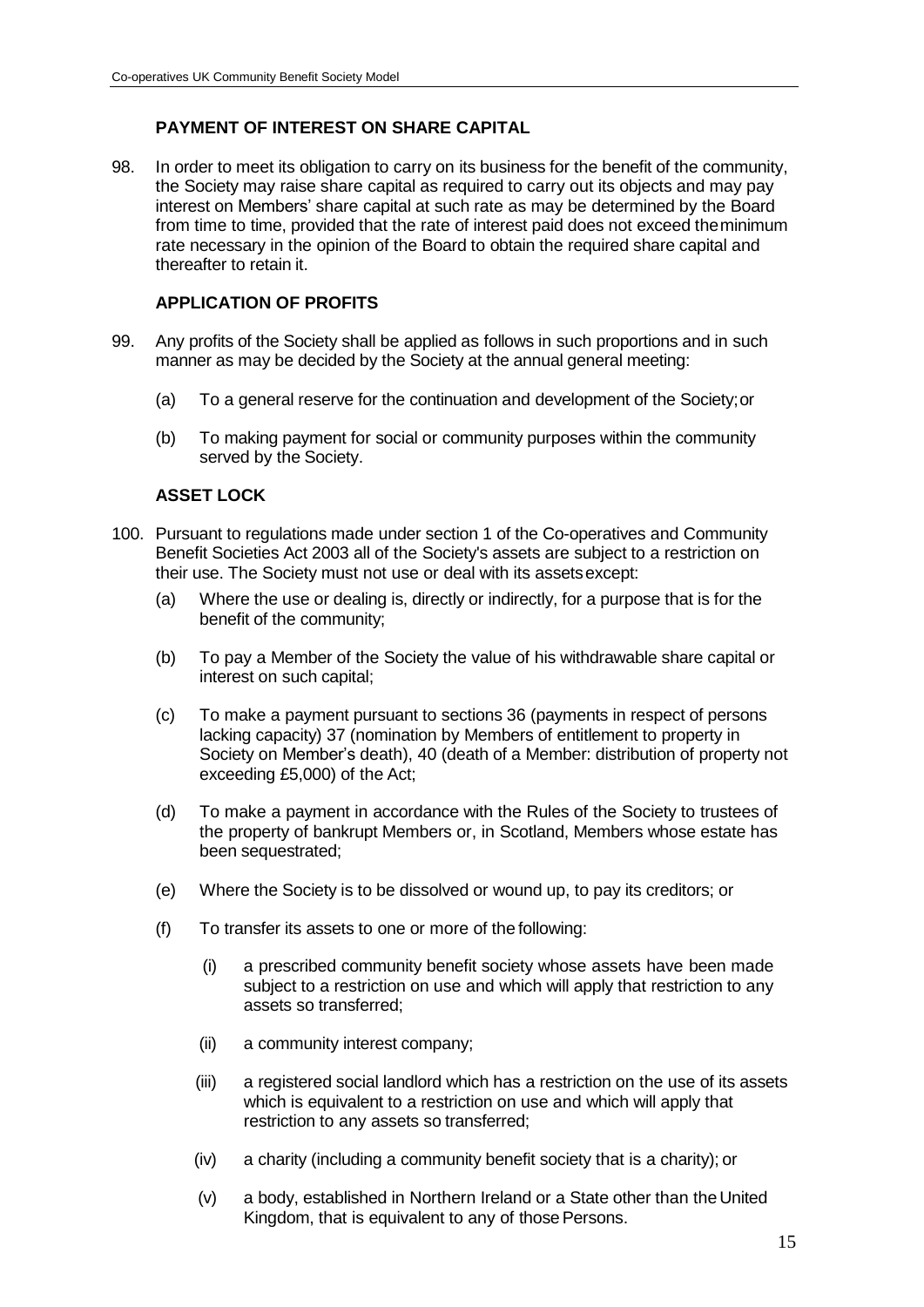## PAYMENT OF INTEREST ON SHARE CAPITAL

98. In order to meet its obligation to carry on its business for the benefit of the community, the Society may raise share capital as required to carry out its objects and may pay interest on Members' share capital at such rate as may be determined by the Board from time to time, provided that the rate of interest paid does not exceed the minimum rate necessary in the opinion of the Board to obtain the required share capital and thereafter to retain it.

## APPLICATION OF PROFITS

99. Any profits of the Society shall be applied as follows in such proportions and in such manner as may be decided by the Society at the annual general meeting:

    (a) To a general reserve for the continuation and development of the Society; or

    (b) To making payment for social or community purposes within the community served by the Society.

## ASSET LOCK

100. Pursuant to regulations made under section 1 of the Co-operatives and Community Benefit Societies Act 2003 all of the Society's assets are subject to a restriction on their use. The Society must not use or deal with its assets except:

    (a) Where the use or dealing is, directly or indirectly, for a purpose that is for the benefit of the community;

    (b) To pay a Member of the Society the value of his withdrawable share capital or interest on such capital;

    (c) To make a payment pursuant to sections 36 (payments in respect of persons lacking capacity) 37 (nomination by Members of entitlement to property in Society on Member's death), 40 (death of a Member: distribution of property not exceeding £5,000) of the Act;

    (d) To make a payment in accordance with the Rules of the Society to trustees of the property of bankrupt Members or, in Scotland, Members whose estate has been sequestrated;

    (e) Where the Society is to be dissolved or wound up, to pay its creditors; or

    (f) To transfer its assets to one or more of the following:

        (i) a prescribed community benefit society whose assets have been made subject to a restriction on use and which will apply that restriction to any assets so transferred;

        (ii) a community interest company;

        (iii) a registered social landlord which has a restriction on the use of its assets which is equivalent to a restriction on use and which will apply that restriction to any assets so transferred;

        (iv) a charity (including a community benefit society that is a charity); or

        (v) a body, established in Northern Ireland or a State other than the United Kingdom, that is equivalent to any of those Persons.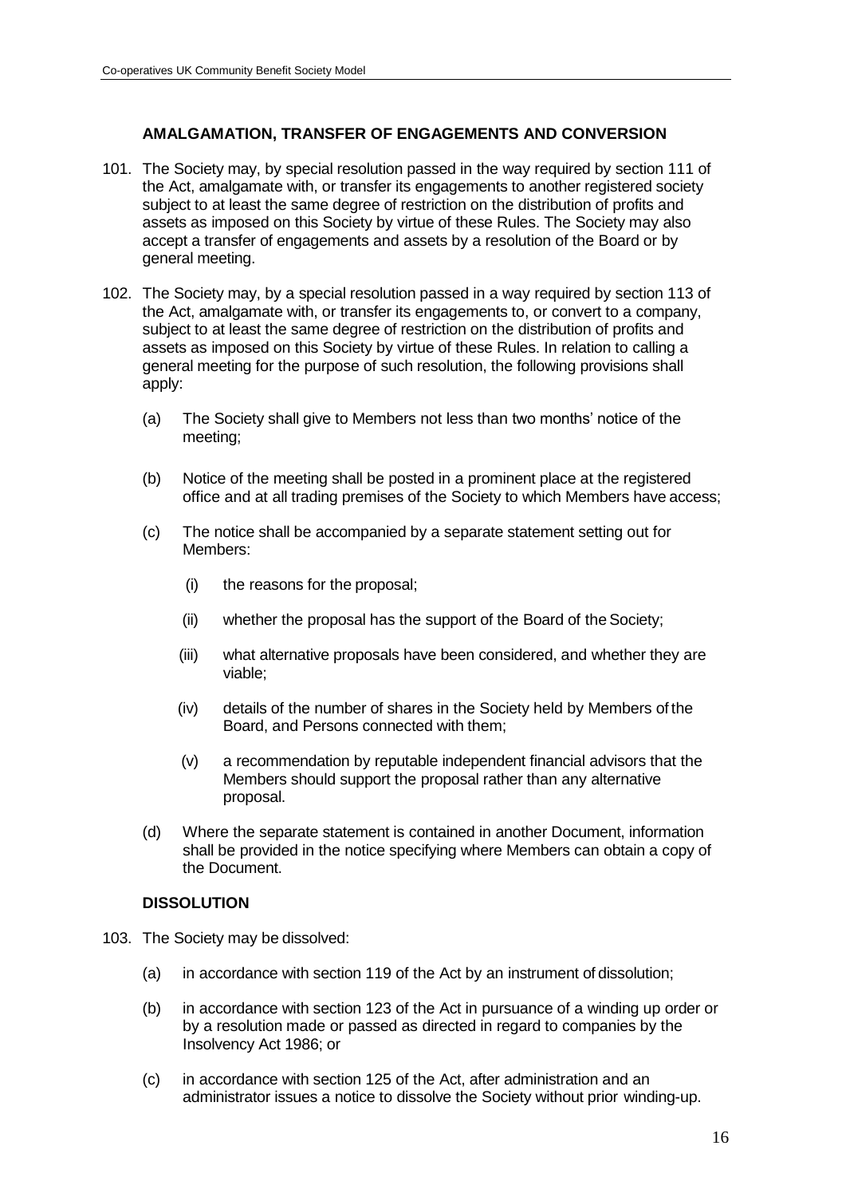## AMALGAMATION, TRANSFER OF ENGAGEMENTS AND CONVERSION

101. The Society may, by special resolution passed in the way required by section 111 of the Act, amalgamate with, or transfer its engagements to another registered society subject to at least the same degree of restriction on the distribution of profits and assets as imposed on this Society by virtue of these Rules. The Society may also accept a transfer of engagements and assets by a resolution of the Board or by general meeting.

102. The Society may, by a special resolution passed in a way required by section 113 of the Act, amalgamate with, or transfer its engagements to, or convert to a company, subject to at least the same degree of restriction on the distribution of profits and assets as imposed on this Society by virtue of these Rules. In relation to calling a general meeting for the purpose of such resolution, the following provisions shall apply:

    (a) The Society shall give to Members not less than two months' notice of the meeting;

    (b) Notice of the meeting shall be posted in a prominent place at the registered office and at all trading premises of the Society to which Members have access;

    (c) The notice shall be accompanied by a separate statement setting out for Members:

        (i) the reasons for the proposal;

        (ii) whether the proposal has the support of the Board of the Society;

        (iii) what alternative proposals have been considered, and whether they are viable;

        (iv) details of the number of shares in the Society held by Members of the Board, and Persons connected with them;

        (v) a recommendation by reputable independent financial advisors that the Members should support the proposal rather than any alternative proposal.

    (d) Where the separate statement is contained in another Document, information shall be provided in the notice specifying where Members can obtain a copy of the Document.

## DISSOLUTION

103. The Society may be dissolved:

    (a) in accordance with section 119 of the Act by an instrument of dissolution;

    (b) in accordance with section 123 of the Act in pursuance of a winding up order or by a resolution made or passed as directed in regard to companies by the Insolvency Act 1986; or

    (c) in accordance with section 125 of the Act, after administration and an administrator issues a notice to dissolve the Society without prior winding-up.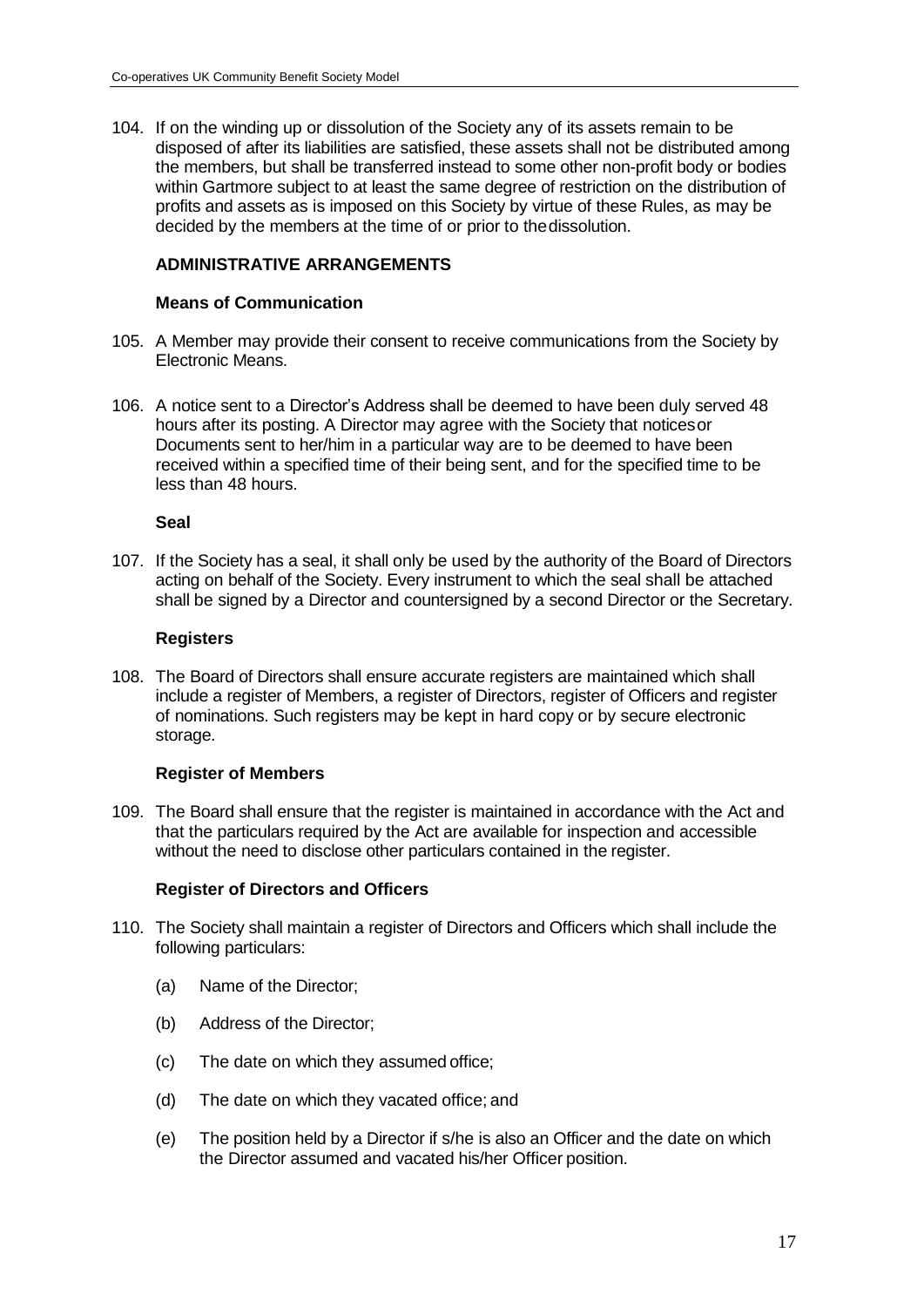104. If on the winding up or dissolution of the Society any of its assets remain to be disposed of after its liabilities are satisfied, these assets shall not be distributed among the members, but shall be transferred instead to some other non-profit body or bodies within Gartmore subject to at least the same degree of restriction on the distribution of profits and assets as is imposed on this Society by virtue of these Rules, as may be decided by the members at the time of or prior to the dissolution.

## ADMINISTRATIVE ARRANGEMENTS

### Means of Communication

105. A Member may provide their consent to receive communications from the Society by Electronic Means.

106. A notice sent to a Director's Address shall be deemed to have been duly served 48 hours after its posting. A Director may agree with the Society that notices or Documents sent to her/him in a particular way are to be deemed to have been received within a specified time of their being sent, and for the specified time to be less than 48 hours.

### Seal

107. If the Society has a seal, it shall only be used by the authority of the Board of Directors acting on behalf of the Society. Every instrument to which the seal shall be attached shall be signed by a Director and countersigned by a second Director or the Secretary.

### Registers

108. The Board of Directors shall ensure accurate registers are maintained which shall include a register of Members, a register of Directors, register of Officers and register of nominations. Such registers may be kept in hard copy or by secure electronic storage.

### Register of Members

109. The Board shall ensure that the register is maintained in accordance with the Act and that the particulars required by the Act are available for inspection and accessible without the need to disclose other particulars contained in the register.

### Register of Directors and Officers

110. The Society shall maintain a register of Directors and Officers which shall include the following particulars:

    (a) Name of the Director;

    (b) Address of the Director;

    (c) The date on which they assumed office;

    (d) The date on which they vacated office; and

    (e) The position held by a Director if s/he is also an Officer and the date on which the Director assumed and vacated his/her Officer position.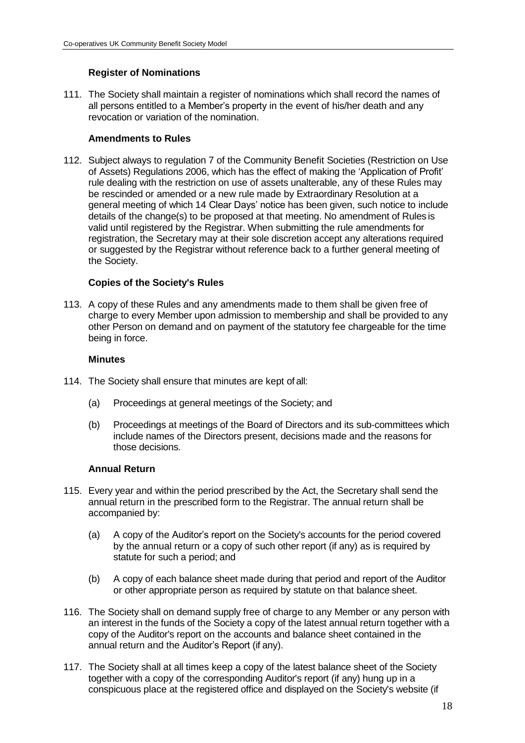### Register of Nominations

111. The Society shall maintain a register of nominations which shall record the names of all persons entitled to a Member's property in the event of his/her death and any revocation or variation of the nomination.

### Amendments to Rules

112. Subject always to regulation 7 of the Community Benefit Societies (Restriction on Use of Assets) Regulations 2006, which has the effect of making the 'Application of Profit' rule dealing with the restriction on use of assets unalterable, any of these Rules may be rescinded or amended or a new rule made by Extraordinary Resolution at a general meeting of which 14 Clear Days' notice has been given, such notice to include details of the change(s) to be proposed at that meeting. No amendment of Rules is valid until registered by the Registrar. When submitting the rule amendments for registration, the Secretary may at their sole discretion accept any alterations required or suggested by the Registrar without reference back to a further general meeting of the Society.

### Copies of the Society's Rules

113. A copy of these Rules and any amendments made to them shall be given free of charge to every Member upon admission to membership and shall be provided to any other Person on demand and on payment of the statutory fee chargeable for the time being in force.

### Minutes

114. The Society shall ensure that minutes are kept of all:

    (a) Proceedings at general meetings of the Society; and

    (b) Proceedings at meetings of the Board of Directors and its sub-committees which include names of the Directors present, decisions made and the reasons for those decisions.

### Annual Return

115. Every year and within the period prescribed by the Act, the Secretary shall send the annual return in the prescribed form to the Registrar. The annual return shall be accompanied by:

    (a) A copy of the Auditor's report on the Society's accounts for the period covered by the annual return or a copy of such other report (if any) as is required by statute for such a period; and

    (b) A copy of each balance sheet made during that period and report of the Auditor or other appropriate person as required by statute on that balance sheet.

116. The Society shall on demand supply free of charge to any Member or any person with an interest in the funds of the Society a copy of the latest annual return together with a copy of the Auditor's report on the accounts and balance sheet contained in the annual return and the Auditor's Report (if any).

117. The Society shall at all times keep a copy of the latest balance sheet of the Society together with a copy of the corresponding Auditor's report (if any) hung up in a conspicuous place at the registered office and displayed on the Society's website (if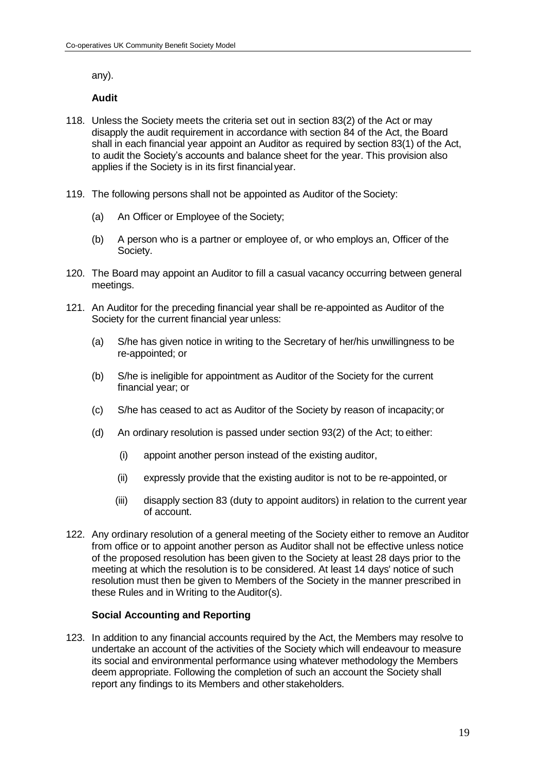any).

**Audit**

118. Unless the Society meets the criteria set out in section 83(2) of the Act or may disapply the audit requirement in accordance with section 84 of the Act, the Board shall in each financial year appoint an Auditor as required by section 83(1) of the Act, to audit the Society's accounts and balance sheet for the year. This provision also applies if the Society is in its first financial year.

119. The following persons shall not be appointed as Auditor of the Society:

    (a) An Officer or Employee of the Society;

    (b) A person who is a partner or employee of, or who employs an, Officer of the Society.

120. The Board may appoint an Auditor to fill a casual vacancy occurring between general meetings.

121. An Auditor for the preceding financial year shall be re-appointed as Auditor of the Society for the current financial year unless:

    (a) S/he has given notice in writing to the Secretary of her/his unwillingness to be re-appointed; or

    (b) S/he is ineligible for appointment as Auditor of the Society for the current financial year; or

    (c) S/he has ceased to act as Auditor of the Society by reason of incapacity; or

    (d) An ordinary resolution is passed under section 93(2) of the Act; to either:

        (i) appoint another person instead of the existing auditor,

        (ii) expressly provide that the existing auditor is not to be re-appointed, or

        (iii) disapply section 83 (duty to appoint auditors) in relation to the current year of account.

122. Any ordinary resolution of a general meeting of the Society either to remove an Auditor from office or to appoint another person as Auditor shall not be effective unless notice of the proposed resolution has been given to the Society at least 28 days prior to the meeting at which the resolution is to be considered. At least 14 days' notice of such resolution must then be given to Members of the Society in the manner prescribed in these Rules and in Writing to the Auditor(s).

**Social Accounting and Reporting**

123. In addition to any financial accounts required by the Act, the Members may resolve to undertake an account of the activities of the Society which will endeavour to measure its social and environmental performance using whatever methodology the Members deem appropriate. Following the completion of such an account the Society shall report any findings to its Members and other stakeholders.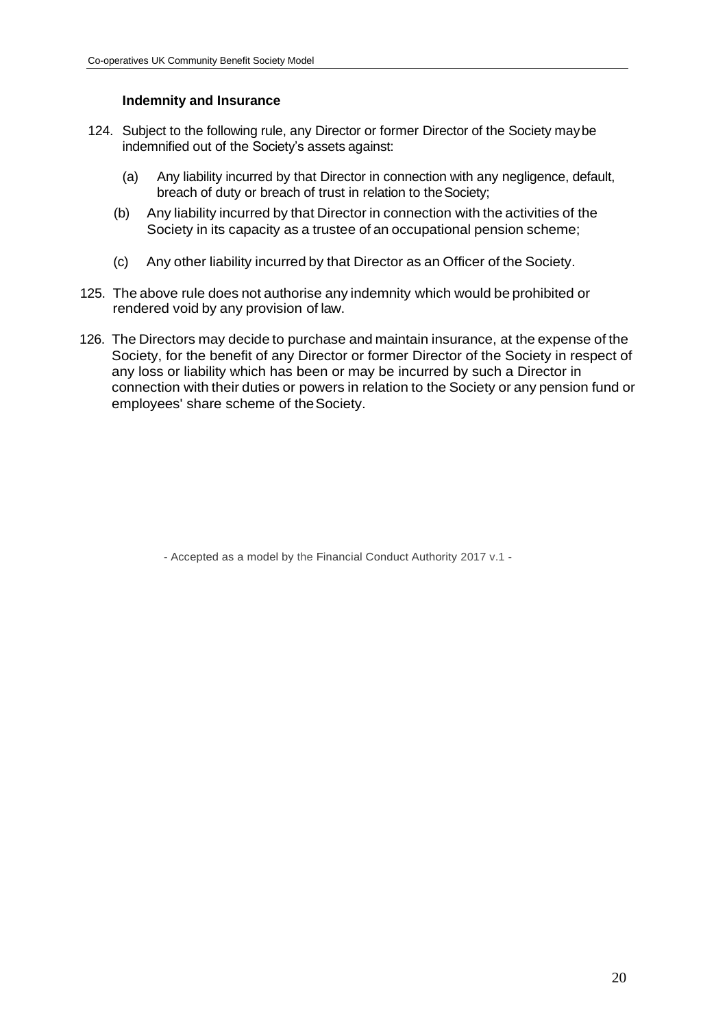### Indemnity and Insurance

124. Subject to the following rule, any Director or former Director of the Society may be indemnified out of the Society's assets against:

    (a) Any liability incurred by that Director in connection with any negligence, default, breach of duty or breach of trust in relation to the Society;

    (b) Any liability incurred by that Director in connection with the activities of the Society in its capacity as a trustee of an occupational pension scheme;

    (c) Any other liability incurred by that Director as an Officer of the Society.

125. The above rule does not authorise any indemnity which would be prohibited or rendered void by any provision of law.

126. The Directors may decide to purchase and maintain insurance, at the expense of the Society, for the benefit of any Director or former Director of the Society in respect of any loss or liability which has been or may be incurred by such a Director in connection with their duties or powers in relation to the Society or any pension fund or employees' share scheme of the Society.